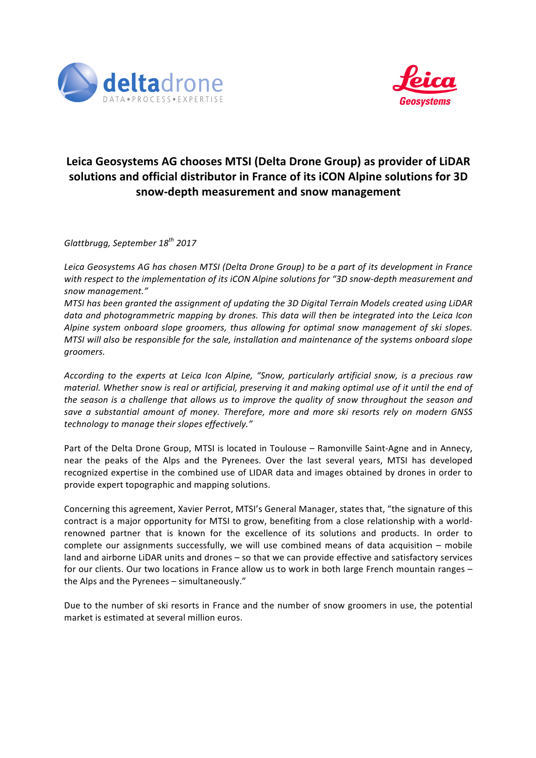# Leica Geosystems AG chooses MTSI (Delta Drone Group) as provider of LiDAR solutions and official distributor in France of its iCON Alpine solutions for 3D snow-depth measurement and snow management

*Glattbrugg, September 18th 2017*

*Leica Geosystems AG has chosen MTSI (Delta Drone Group) to be a part of its development in France with respect to the implementation of its iCON Alpine solutions for "3D snow-depth measurement and snow management."*
*MTSI has been granted the assignment of updating the 3D Digital Terrain Models created using LiDAR data and photogrammetric mapping by drones. This data will then be integrated into the Leica Icon Alpine system onboard slope groomers, thus allowing for optimal snow management of ski slopes. MTSI will also be responsible for the sale, installation and maintenance of the systems onboard slope groomers.*

*According to the experts at Leica Icon Alpine, "Snow, particularly artificial snow, is a precious raw material. Whether snow is real or artificial, preserving it and making optimal use of it until the end of the season is a challenge that allows us to improve the quality of snow throughout the season and save a substantial amount of money. Therefore, more and more ski resorts rely on modern GNSS technology to manage their slopes effectively."*

Part of the Delta Drone Group, MTSI is located in Toulouse – Ramonville Saint-Agne and in Annecy, near the peaks of the Alps and the Pyrenees. Over the last several years, MTSI has developed recognized expertise in the combined use of LIDAR data and images obtained by drones in order to provide expert topographic and mapping solutions.

Concerning this agreement, Xavier Perrot, MTSI's General Manager, states that, "the signature of this contract is a major opportunity for MTSI to grow, benefiting from a close relationship with a world-renowned partner that is known for the excellence of its solutions and products. In order to complete our assignments successfully, we will use combined means of data acquisition – mobile land and airborne LiDAR units and drones – so that we can provide effective and satisfactory services for our clients. Our two locations in France allow us to work in both large French mountain ranges – the Alps and the Pyrenees – simultaneously."

Due to the number of ski resorts in France and the number of snow groomers in use, the potential market is estimated at several million euros.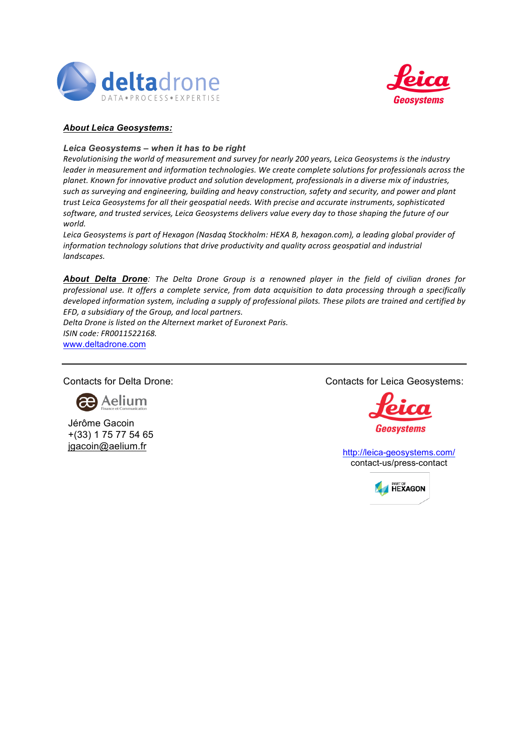***About Leica Geosystems:***

***Leica Geosystems – when it has to be right***

*Revolutionising the world of measurement and survey for nearly 200 years, Leica Geosystems is the industry leader in measurement and information technologies. We create complete solutions for professionals across the planet. Known for innovative product and solution development, professionals in a diverse mix of industries, such as surveying and engineering, building and heavy construction, safety and security, and power and plant trust Leica Geosystems for all their geospatial needs. With precise and accurate instruments, sophisticated software, and trusted services, Leica Geosystems delivers value every day to those shaping the future of our world.*

*Leica Geosystems is part of Hexagon (Nasdaq Stockholm: HEXA B, hexagon.com), a leading global provider of information technology solutions that drive productivity and quality across geospatial and industrial landscapes.*

***About Delta Drone****: The Delta Drone Group is a renowned player in the field of civilian drones for professional use. It offers a complete service, from data acquisition to data processing through a specifically developed information system, including a supply of professional pilots. These pilots are trained and certified by EFD, a subsidiary of the Group, and local partners.*

*Delta Drone is listed on the Alternext market of Euronext Paris.*

*ISIN code: FR0011522168.*

www.deltadrone.com

---

Contacts for Delta Drone:

Aelium

Jérôme Gacoin
+(33) 1 75 77 54 65
jgacoin@aelium.fr

Contacts for Leica Geosystems:

http://leica-geosystems.com/contact-us/press-contact